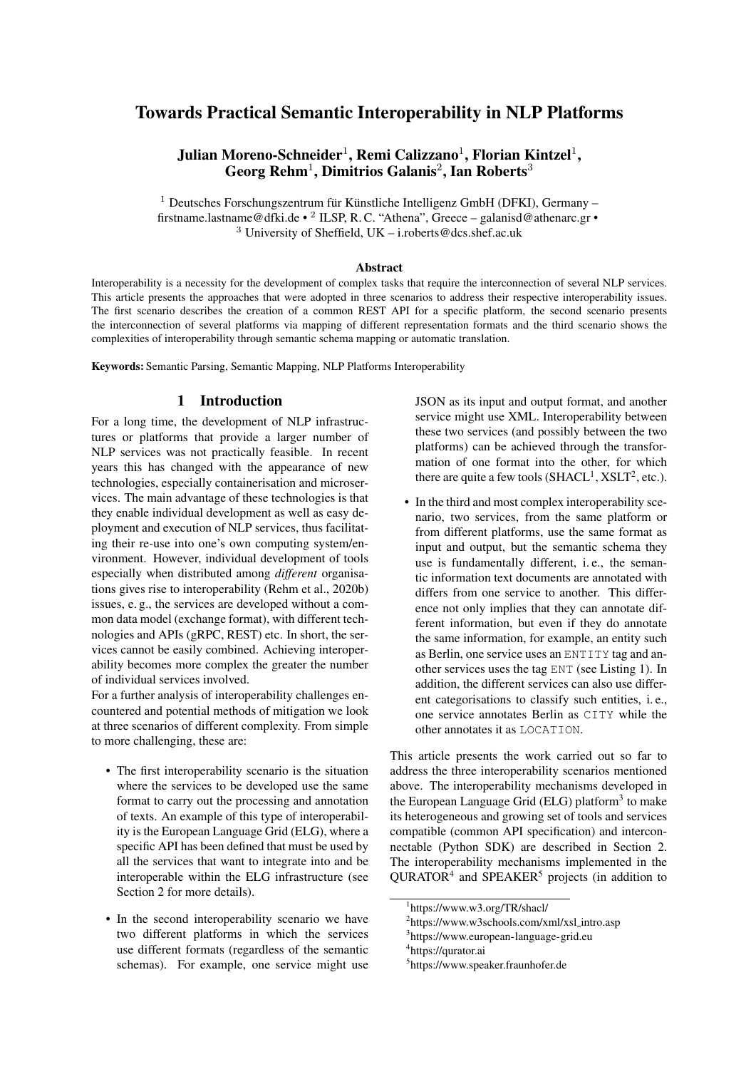# Towards Practical Semantic Interoperability in NLP Platforms

**Julian Moreno-Schneider[1], Remi Calizzano[1], Florian Kintzel[1], Georg Rehm[1], Dimitrios Galanis[2], Ian Roberts[3]**

[1] Deutsches Forschungszentrum für Künstliche Intelligenz GmbH (DFKI), Germany – firstname.lastname@dfki.de • [2] ILSP, R. C. "Athena", Greece – galanisd@athenarc.gr • [3] University of Sheffield, UK – i.roberts@dcs.shef.ac.uk

### Abstract

Interoperability is a necessity for the development of complex tasks that require the interconnection of several NLP services. This article presents the approaches that were adopted in three scenarios to address their respective interoperability issues. The first scenario describes the creation of a common REST API for a specific platform, the second scenario presents the interconnection of several platforms via mapping of different representation formats and the third scenario shows the complexities of interoperability through semantic schema mapping or automatic translation.

**Keywords:** Semantic Parsing, Semantic Mapping, NLP Platforms Interoperability

## 1 Introduction

For a long time, the development of NLP infrastructures or platforms that provide a larger number of NLP services was not practically feasible. In recent years this has changed with the appearance of new technologies, especially containerisation and microservices. The main advantage of these technologies is that they enable individual development as well as easy deployment and execution of NLP services, thus facilitating their re-use into one's own computing system/environment. However, individual development of tools especially when distributed among *different* organisations gives rise to interoperability (Rehm et al., 2020b) issues, e. g., the services are developed without a common data model (exchange format), with different technologies and APIs (gRPC, REST) etc. In short, the services cannot be easily combined. Achieving interoperability becomes more complex the greater the number of individual services involved.

For a further analysis of interoperability challenges encountered and potential methods of mitigation we look at three scenarios of different complexity. From simple to more challenging, these are:

- The first interoperability scenario is the situation where the services to be developed use the same format to carry out the processing and annotation of texts. An example of this type of interoperability is the European Language Grid (ELG), where a specific API has been defined that must be used by all the services that want to integrate into and be interoperable within the ELG infrastructure (see Section 2 for more details).
- In the second interoperability scenario we have two different platforms in which the services use different formats (regardless of the semantic schemas). For example, one service might use JSON as its input and output format, and another service might use XML. Interoperability between these two services (and possibly between the two platforms) can be achieved through the transformation of one format into the other, for which there are quite a few tools (SHACL[1], XSLT[2], etc.).
- In the third and most complex interoperability scenario, two services, from the same platform or from different platforms, use the same format as input and output, but the semantic schema they use is fundamentally different, i. e., the semantic information text documents are annotated with differs from one service to another. This difference not only implies that they can annotate different information, but even if they do annotate the same information, for example, an entity such as Berlin, one service uses an `ENTITY` tag and another services uses the tag `ENT` (see Listing 1). In addition, the different services can also use different categorisations to classify such entities, i. e., one service annotates Berlin as `CITY` while the other annotates it as `LOCATION`.

This article presents the work carried out so far to address the three interoperability scenarios mentioned above. The interoperability mechanisms developed in the European Language Grid (ELG) platform[3] to make its heterogeneous and growing set of tools and services compatible (common API specification) and interconnectable (Python SDK) are described in Section 2. The interoperability mechanisms implemented in the QURATOR[4] and SPEAKER[5] projects (in addition to

[1] https://www.w3.org/TR/shacl/

[2] https://www.w3schools.com/xml/xsl_intro.asp

[3] https://www.european-language-grid.eu

[4] https://qurator.ai

[5] https://www.speaker.fraunhofer.de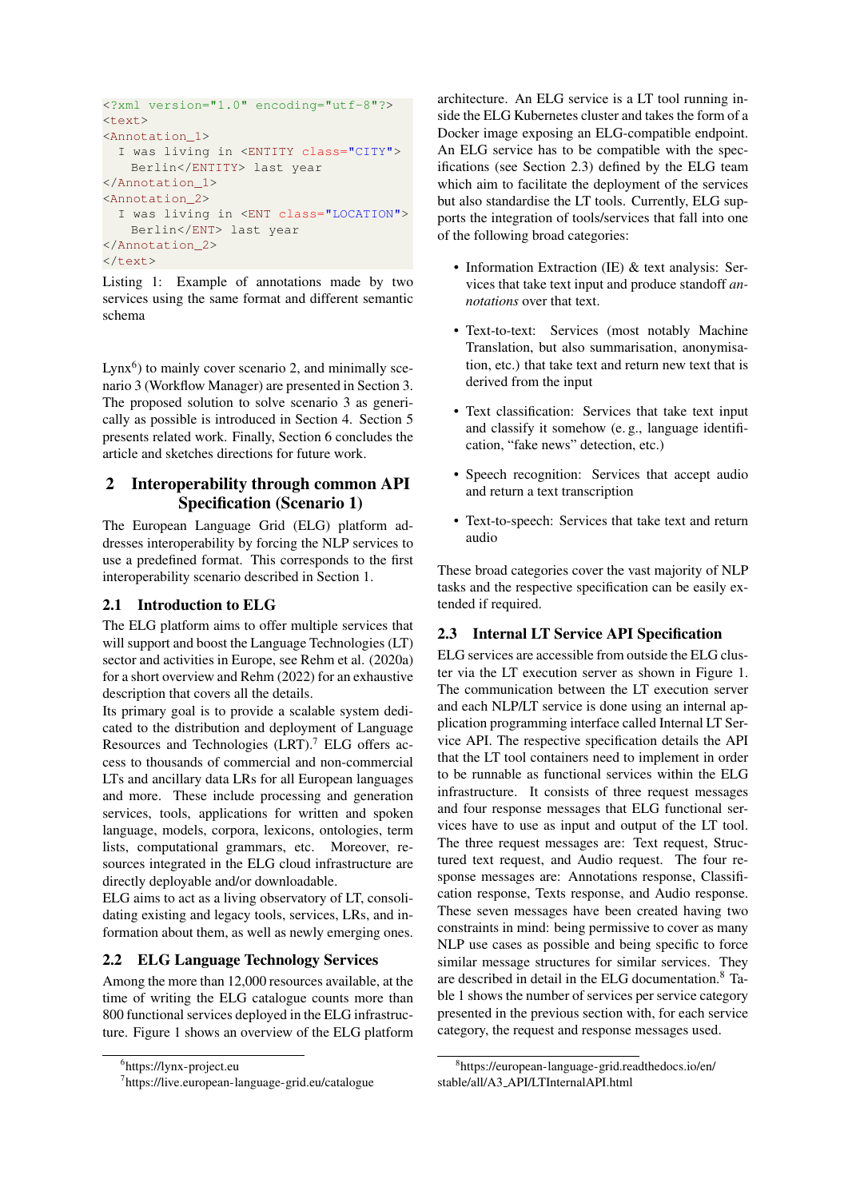```xml
<?xml version="1.0" encoding="utf-8"?>
<text>
<Annotation_1>
  I was living in <ENTITY class="CITY">
    Berlin</ENTITY> last year
</Annotation_1>
<Annotation_2>
  I was living in <ENT class="LOCATION">
    Berlin</ENT> last year
</Annotation_2>
</text>
```

Listing 1: Example of annotations made by two services using the same format and different semantic schema

Lynx[6]) to mainly cover scenario 2, and minimally scenario 3 (Workflow Manager) are presented in Section 3. The proposed solution to solve scenario 3 as generically as possible is introduced in Section 4. Section 5 presents related work. Finally, Section 6 concludes the article and sketches directions for future work.

## 2 Interoperability through common API Specification (Scenario 1)

The European Language Grid (ELG) platform addresses interoperability by forcing the NLP services to use a predefined format. This corresponds to the first interoperability scenario described in Section 1.

### 2.1 Introduction to ELG

The ELG platform aims to offer multiple services that will support and boost the Language Technologies (LT) sector and activities in Europe, see Rehm et al. (2020a) for a short overview and Rehm (2022) for an exhaustive description that covers all the details.

Its primary goal is to provide a scalable system dedicated to the distribution and deployment of Language Resources and Technologies (LRT).[7] ELG offers access to thousands of commercial and non-commercial LTs and ancillary data LRs for all European languages and more. These include processing and generation services, tools, applications for written and spoken language, models, corpora, lexicons, ontologies, term lists, computational grammars, etc. Moreover, resources integrated in the ELG cloud infrastructure are directly deployable and/or downloadable.

ELG aims to act as a living observatory of LT, consolidating existing and legacy tools, services, LRs, and information about them, as well as newly emerging ones.

### 2.2 ELG Language Technology Services

Among the more than 12,000 resources available, at the time of writing the ELG catalogue counts more than 800 functional services deployed in the ELG infrastructure. Figure 1 shows an overview of the ELG platform architecture. An ELG service is a LT tool running inside the ELG Kubernetes cluster and takes the form of a Docker image exposing an ELG-compatible endpoint. An ELG service has to be compatible with the specifications (see Section 2.3) defined by the ELG team which aim to facilitate the deployment of the services but also standardise the LT tools. Currently, ELG supports the integration of tools/services that fall into one of the following broad categories:

- Information Extraction (IE) & text analysis: Services that take text input and produce standoff *annotations* over that text.
- Text-to-text: Services (most notably Machine Translation, but also summarisation, anonymisation, etc.) that take text and return new text that is derived from the input
- Text classification: Services that take text input and classify it somehow (e. g., language identification, "fake news" detection, etc.)
- Speech recognition: Services that accept audio and return a text transcription
- Text-to-speech: Services that take text and return audio

These broad categories cover the vast majority of NLP tasks and the respective specification can be easily extended if required.

### 2.3 Internal LT Service API Specification

ELG services are accessible from outside the ELG cluster via the LT execution server as shown in Figure 1. The communication between the LT execution server and each NLP/LT service is done using an internal application programming interface called Internal LT Service API. The respective specification details the API that the LT tool containers need to implement in order to be runnable as functional services within the ELG infrastructure. It consists of three request messages and four response messages that ELG functional services have to use as input and output of the LT tool. The three request messages are: Text request, Structured text request, and Audio request. The four response messages are: Annotations response, Classification response, Texts response, and Audio response. These seven messages have been created having two constraints in mind: being permissive to cover as many NLP use cases as possible and being specific to force similar message structures for similar services. They are described in detail in the ELG documentation.[8] Table 1 shows the number of services per service category presented in the previous section with, for each service category, the request and response messages used.

[6] https://lynx-project.eu

[7] https://live.european-language-grid.eu/catalogue

[8] https://european-language-grid.readthedocs.io/en/stable/all/A3_API/LTInternalAPI.html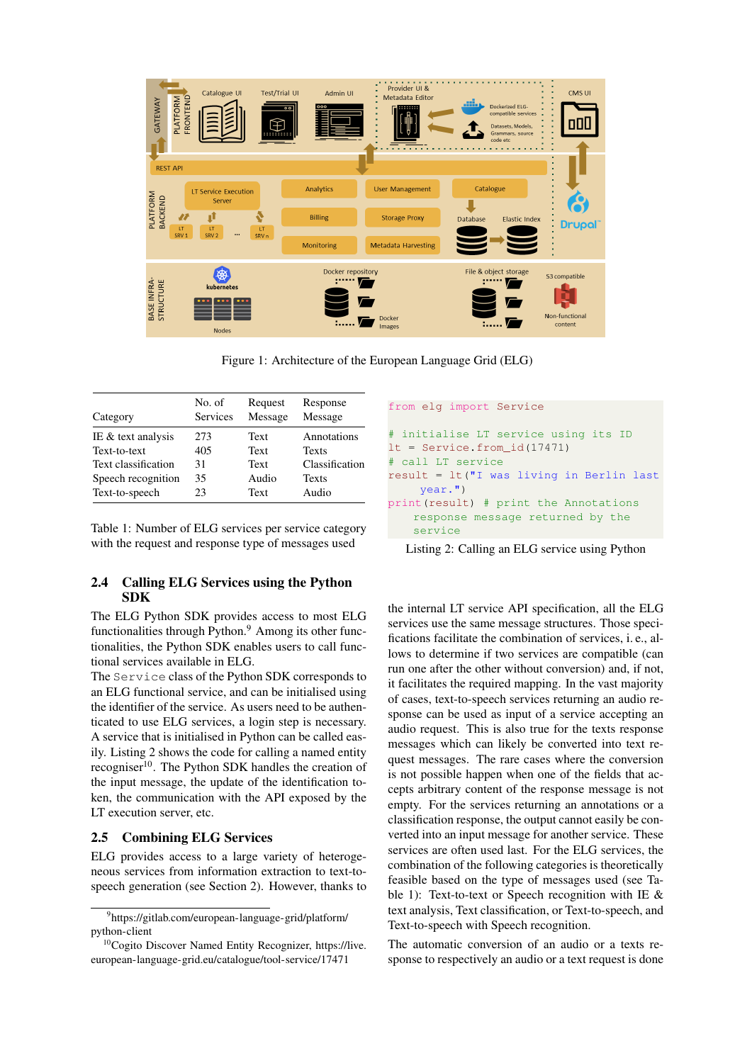Figure 1: Architecture of the European Language Grid (ELG)

| Category | No. of Services | Request Message | Response Message |
|---|---|---|---|
| IE & text analysis | 273 | Text | Annotations |
| Text-to-text | 405 | Text | Texts |
| Text classification | 31 | Text | Classification |
| Speech recognition | 35 | Audio | Texts |
| Text-to-speech | 23 | Text | Audio |

Table 1: Number of ELG services per service category with the request and response type of messages used

## 2.4 Calling ELG Services using the Python SDK

The ELG Python SDK provides access to most ELG functionalities through Python.[9] Among its other functionalities, the Python SDK enables users to call functional services available in ELG.
The `Service` class of the Python SDK corresponds to an ELG functional service, and can be initialised using the identifier of the service. As users need to be authenticated to use ELG services, a login step is necessary. A service that is initialised in Python can be called easily. Listing 2 shows the code for calling a named entity recogniser[10]. The Python SDK handles the creation of the input message, the update of the identification token, the communication with the API exposed by the LT execution server, etc.

## 2.5 Combining ELG Services

ELG provides access to a large variety of heterogeneous services from information extraction to text-to-speech generation (see Section 2). However, thanks to the internal LT service API specification, all the ELG services use the same message structures. Those specifications facilitate the combination of services, i. e., allows to determine if two services are compatible (can run one after the other without conversion) and, if not, it facilitates the required mapping. In the vast majority of cases, speech-to-text services returning an audio response can be used as input of a service accepting an audio request. This is also true for the texts response messages which can likely be converted into text request messages. The rare cases where the conversion is not possible happen when one of the fields that accepts arbitrary content of the response message is not empty. For the services returning an annotations or a classification response, the output cannot easily be converted into an input message for another service. These services are often used last. For the ELG services, the combination of the following categories is theoretically feasible based on the type of messages used (see Table 1): Text-to-text or Speech recognition with IE & text analysis, Text classification, or Text-to-speech, and Text-to-speech with Speech recognition.

The automatic conversion of an audio or a texts response to respectively an audio or a text request is done

```
from elg import Service

# initialise LT service using its ID
lt = Service.from_id(17471)
# call LT service
result = lt("I was living in Berlin last
     year.")
print(result) # print the Annotations
     response message returned by the
     service
```

Listing 2: Calling an ELG service using Python

---

[9] https://gitlab.com/european-language-grid/platform/python-client

[10] Cogito Discover Named Entity Recognizer, https://live.european-language-grid.eu/catalogue/tool-service/17471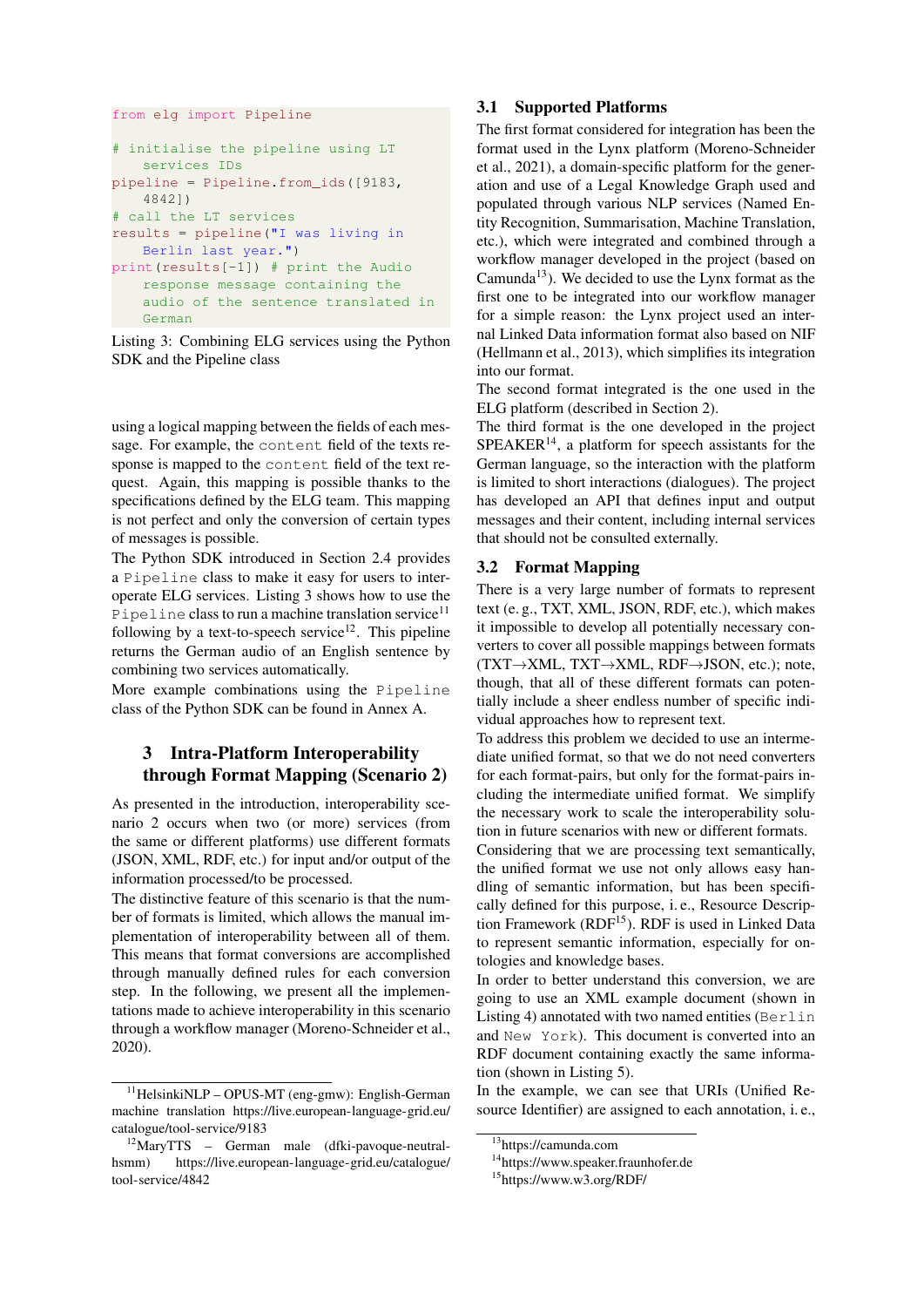```python
from elg import Pipeline

# initialise the pipeline using LT
    services IDs
pipeline = Pipeline.from_ids([9183,
    4842])
# call the LT services
results = pipeline("I was living in
    Berlin last year.")
print(results[-1]) # print the Audio
    response message containing the
    audio of the sentence translated in
    German
```

Listing 3: Combining ELG services using the Python SDK and the Pipeline class

using a logical mapping between the fields of each message. For example, the `content` field of the texts response is mapped to the `content` field of the text request. Again, this mapping is possible thanks to the specifications defined by the ELG team. This mapping is not perfect and only the conversion of certain types of messages is possible.

The Python SDK introduced in Section 2.4 provides a `Pipeline` class to make it easy for users to interoperate ELG services. Listing 3 shows how to use the `Pipeline` class to run a machine translation service[11] following by a text-to-speech service[12]. This pipeline returns the German audio of an English sentence by combining two services automatically.

More example combinations using the `Pipeline` class of the Python SDK can be found in Annex A.

## 3 Intra-Platform Interoperability through Format Mapping (Scenario 2)

As presented in the introduction, interoperability scenario 2 occurs when two (or more) services (from the same or different platforms) use different formats (JSON, XML, RDF, etc.) for input and/or output of the information processed/to be processed.

The distinctive feature of this scenario is that the number of formats is limited, which allows the manual implementation of interoperability between all of them. This means that format conversions are accomplished through manually defined rules for each conversion step. In the following, we present all the implementations made to achieve interoperability in this scenario through a workflow manager (Moreno-Schneider et al., 2020).

### 3.1 Supported Platforms

The first format considered for integration has been the format used in the Lynx platform (Moreno-Schneider et al., 2021), a domain-specific platform for the generation and use of a Legal Knowledge Graph used and populated through various NLP services (Named Entity Recognition, Summarisation, Machine Translation, etc.), which were integrated and combined through a workflow manager developed in the project (based on Camunda[13]). We decided to use the Lynx format as the first one to be integrated into our workflow manager for a simple reason: the Lynx project used an internal Linked Data information format also based on NIF (Hellmann et al., 2013), which simplifies its integration into our format.

The second format integrated is the one used in the ELG platform (described in Section 2).

The third format is the one developed in the project SPEAKER[14], a platform for speech assistants for the German language, so the interaction with the platform is limited to short interactions (dialogues). The project has developed an API that defines input and output messages and their content, including internal services that should not be consulted externally.

### 3.2 Format Mapping

There is a very large number of formats to represent text (e. g., TXT, XML, JSON, RDF, etc.), which makes it impossible to develop all potentially necessary converters to cover all possible mappings between formats (TXT→XML, TXT→XML, RDF→JSON, etc.); note, though, that all of these different formats can potentially include a sheer endless number of specific individual approaches how to represent text.

To address this problem we decided to use an intermediate unified format, so that we do not need converters for each format-pairs, but only for the format-pairs including the intermediate unified format. We simplify the necessary work to scale the interoperability solution in future scenarios with new or different formats.

Considering that we are processing text semantically, the unified format we use not only allows easy handling of semantic information, but has been specifically defined for this purpose, i. e., Resource Description Framework (RDF[15]). RDF is used in Linked Data to represent semantic information, especially for ontologies and knowledge bases.

In order to better understand this conversion, we are going to use an XML example document (shown in Listing 4) annotated with two named entities (`Berlin` and `New York`). This document is converted into an RDF document containing exactly the same information (shown in Listing 5).

In the example, we can see that URIs (Unified Resource Identifier) are assigned to each annotation, i. e.,

[11] HelsinkiNLP – OPUS-MT (eng-gmw): English-German machine translation https://live.european-language-grid.eu/catalogue/tool-service/9183

[12] MaryTTS – German male (dfki-pavoque-neutral-hsmm) https://live.european-language-grid.eu/catalogue/tool-service/4842

[13] https://camunda.com

[14] https://www.speaker.fraunhofer.de

[15] https://www.w3.org/RDF/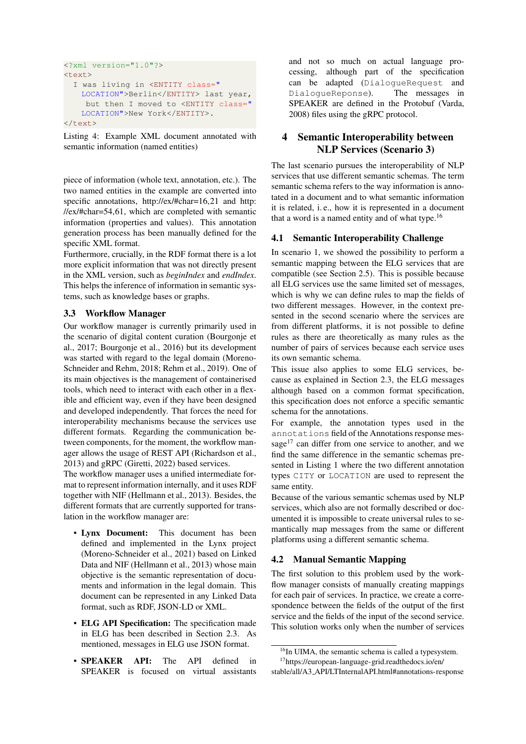```
<?xml version="1.0"?>
<text>
  I was living in <ENTITY class="
   LOCATION">Berlin</ENTITY> last year,
    but then I moved to <ENTITY class="
   LOCATION">New York</ENTITY>.
</text>
```

Listing 4: Example XML document annotated with semantic information (named entities)

piece of information (whole text, annotation, etc.). The two named entities in the example are converted into specific annotations, http://ex/#char=16,21 and http://ex/#char=54,61, which are completed with semantic information (properties and values). This annotation generation process has been manually defined for the specific XML format.

Furthermore, crucially, in the RDF format there is a lot more explicit information that was not directly present in the XML version, such as *beginIndex* and *endIndex*. This helps the inference of information in semantic systems, such as knowledge bases or graphs.

### 3.3 Workflow Manager

Our workflow manager is currently primarily used in the scenario of digital content curation (Bourgonje et al., 2017; Bourgonje et al., 2016) but its development was started with regard to the legal domain (Moreno-Schneider and Rehm, 2018; Rehm et al., 2019). One of its main objectives is the management of containerised tools, which need to interact with each other in a flexible and efficient way, even if they have been designed and developed independently. That forces the need for interoperability mechanisms because the services use different formats. Regarding the communication between components, for the moment, the workflow manager allows the usage of REST API (Richardson et al., 2013) and gRPC (Giretti, 2022) based services.

The workflow manager uses a unified intermediate format to represent information internally, and it uses RDF together with NIF (Hellmann et al., 2013). Besides, the different formats that are currently supported for translation in the workflow manager are:

- **Lynx Document:** This document has been defined and implemented in the Lynx project (Moreno-Schneider et al., 2021) based on Linked Data and NIF (Hellmann et al., 2013) whose main objective is the semantic representation of documents and information in the legal domain. This document can be represented in any Linked Data format, such as RDF, JSON-LD or XML.
- **ELG API Specification:** The specification made in ELG has been described in Section 2.3. As mentioned, messages in ELG use JSON format.
- **SPEAKER API:** The API defined in SPEAKER is focused on virtual assistants and not so much on actual language processing, although part of the specification can be adapted (`DialogueRequest` and `DialogueReponse`). The messages in SPEAKER are defined in the Protobuf (Varda, 2008) files using the gRPC protocol.

## 4 Semantic Interoperability between NLP Services (Scenario 3)

The last scenario pursues the interoperability of NLP services that use different semantic schemas. The term semantic schema refers to the way information is annotated in a document and to what semantic information it is related, i. e., how it is represented in a document that a word is a named entity and of what type.[16]

### 4.1 Semantic Interoperability Challenge

In scenario 1, we showed the possibility to perform a semantic mapping between the ELG services that are compatible (see Section 2.5). This is possible because all ELG services use the same limited set of messages, which is why we can define rules to map the fields of two different messages. However, in the context presented in the second scenario where the services are from different platforms, it is not possible to define rules as there are theoretically as many rules as the number of pairs of services because each service uses its own semantic schema.

This issue also applies to some ELG services, because as explained in Section 2.3, the ELG messages although based on a common format specification, this specification does not enforce a specific semantic schema for the annotations.

For example, the annotation types used in the `annotations` field of the Annotations response message[17] can differ from one service to another, and we find the same difference in the semantic schemas presented in Listing 1 where the two different annotation types `CITY` or `LOCATION` are used to represent the same entity.

Because of the various semantic schemas used by NLP services, which also are not formally described or documented it is impossible to create universal rules to semantically map messages from the same or different platforms using a different semantic schema.

### 4.2 Manual Semantic Mapping

The first solution to this problem used by the workflow manager consists of manually creating mappings for each pair of services. In practice, we create a correspondence between the fields of the output of the first service and the fields of the input of the second service. This solution works only when the number of services

[16] In UIMA, the semantic schema is called a typesystem.

[17] https://european-language-grid.readthedocs.io/en/stable/all/A3_API/LTInternalAPI.html#annotations-response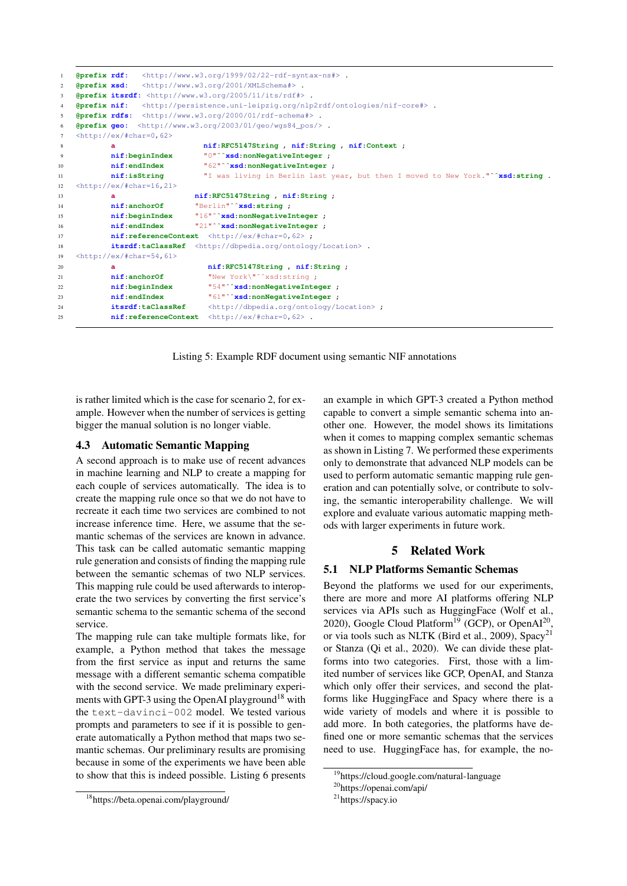```
@prefix rdf:   <http://www.w3.org/1999/02/22-rdf-syntax-ns#> .
@prefix xsd:   <http://www.w3.org/2001/XMLSchema#> .
@prefix itsrdf: <http://www.w3.org/2005/11/its/rdf#> .
@prefix nif:   <http://persistence.uni-leipzig.org/nlp2rdf/ontologies/nif-core#> .
@prefix rdfs:  <http://www.w3.org/2000/01/rdf-schema#> .
@prefix geo:  <http://www.w3.org/2003/01/geo/wgs84_pos/> .
<http://ex/#char=0,62>
        a                     nif:RFC5147String , nif:String , nif:Context ;
        nif:beginIndex        "0"^^xsd:nonNegativeInteger ;
        nif:endIndex          "62"^^xsd:nonNegativeInteger ;
        nif:isString          "I was living in Berlin last year, but then I moved to New York."^^xsd:string .
<http://ex/#char=16,21>
        a                   nif:RFC5147String , nif:String ;
        nif:anchorOf        "Berlin"^^xsd:string ;
        nif:beginIndex      "16"^^xsd:nonNegativeInteger ;
        nif:endIndex        "21"^^xsd:nonNegativeInteger ;
        nif:referenceContext  <http://ex/#char=0,62> ;
        itsrdf:taClassRef   <http://dbpedia.org/ontology/Location> .
<http://ex/#char=54,61>
        a                     nif:RFC5147String , nif:String ;
        nif:anchorOf          "New York\"^^xsd:string ;
        nif:beginIndex        "54"^^xsd:nonNegativeInteger ;
        nif:endIndex          "61"^^xsd:nonNegativeInteger ;
        itsrdf:taClassRef     <http://dbpedia.org/ontology/Location> ;
        nif:referenceContext  <http://ex/#char=0,62> .
```

Listing 5: Example RDF document using semantic NIF annotations

is rather limited which is the case for scenario 2, for example. However when the number of services is getting bigger the manual solution is no longer viable.

### 4.3 Automatic Semantic Mapping

A second approach is to make use of recent advances in machine learning and NLP to create a mapping for each couple of services automatically. The idea is to create the mapping rule once so that we do not have to recreate it each time two services are combined to not increase inference time. Here, we assume that the semantic schemas of the services are known in advance. This task can be called automatic semantic mapping rule generation and consists of finding the mapping rule between the semantic schemas of two NLP services. This mapping rule could be used afterwards to interoperate the two services by converting the first service's semantic schema to the semantic schema of the second service.

The mapping rule can take multiple formats like, for example, a Python method that takes the message from the first service as input and returns the same message with a different semantic schema compatible with the second service. We made preliminary experiments with GPT-3 using the OpenAI playground[18] with the `text-davinci-002` model. We tested various prompts and parameters to see if it is possible to generate automatically a Python method that maps two semantic schemas. Our preliminary results are promising because in some of the experiments we have been able to show that this is indeed possible. Listing 6 presents an example in which GPT-3 created a Python method capable to convert a simple semantic schema into another one. However, the model shows its limitations when it comes to mapping complex semantic schemas as shown in Listing 7. We performed these experiments only to demonstrate that advanced NLP models can be used to perform automatic semantic mapping rule generation and can potentially solve, or contribute to solving, the semantic interoperability challenge. We will explore and evaluate various automatic mapping methods with larger experiments in future work.

## 5 Related Work

### 5.1 NLP Platforms Semantic Schemas

Beyond the platforms we used for our experiments, there are more and more AI platforms offering NLP services via APIs such as HuggingFace (Wolf et al., 2020), Google Cloud Platform[19] (GCP), or OpenAI[20], or via tools such as NLTK (Bird et al., 2009), Spacy[21] or Stanza (Qi et al., 2020). We can divide these platforms into two categories. First, those with a limited number of services like GCP, OpenAI, and Stanza which only offer their services, and second the platforms like HuggingFace and Spacy where there is a wide variety of models and where it is possible to add more. In both categories, the platforms have defined one or more semantic schemas that the services need to use. HuggingFace has, for example, the no-

[18] https://beta.openai.com/playground/

[19] https://cloud.google.com/natural-language

[20] https://openai.com/api/

[21] https://spacy.io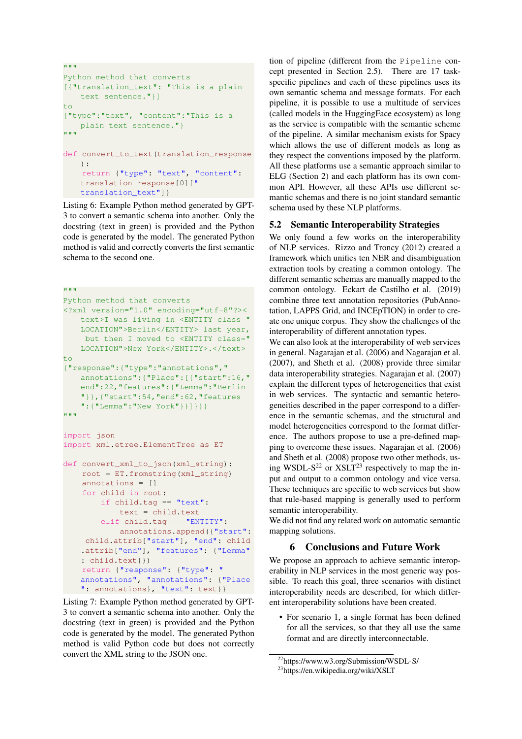```
"""
Python method that converts
[{"translation_text": "This is a plain
    text sentence."}]
to
{"type":"text", "content":"This is a
    plain text sentence."}
"""

def convert_to_text(translation_response
    ):
    return {"type": "text", "content":
    translation_response[0]["
    translation_text"]}
```

Listing 6: Example Python method generated by GPT-3 to convert a semantic schema into another. Only the docstring (text in green) is provided and the Python code is generated by the model. The generated Python method is valid and correctly converts the first semantic schema to the second one.

```
"""
Python method that converts
<?xml version="1.0" encoding="utf-8"?><
    text>I was living in <ENTITY class="
    LOCATION">Berlin</ENTITY> last year,
     but then I moved to <ENTITY class="
    LOCATION">New York</ENTITY>.</text>
to
{"response":{"type":"annotations","
    annotations":{"Place":[{"start":16,"
    end":22,"features":{"Lemma":"Berlin
    "}},{"start":54,"end":62,"features
    ":{"Lemma":"New York"}}]}}}
"""

import json
import xml.etree.ElementTree as ET

def convert_xml_to_json(xml_string):
    root = ET.fromstring(xml_string)
    annotations = []
    for child in root:
        if child.tag == "text":
            text = child.text
        elif child.tag == "ENTITY":
            annotations.append({"start":
     child.attrib["start"], "end": child
    .attrib["end"], "features": {"Lemma"
    : child.text}})
    return {"response": {"type": "
    annotations", "annotations": {"Place
    ": annotations}, "text": text}}
```

Listing 7: Example Python method generated by GPT-3 to convert a semantic schema into another. Only the docstring (text in green) is provided and the Python code is generated by the model. The generated Python method is valid Python code but does not correctly convert the XML string to the JSON one.

tion of pipeline (different from the `Pipeline` concept presented in Section 2.5). There are 17 task-specific pipelines and each of these pipelines uses its own semantic schema and message formats. For each pipeline, it is possible to use a multitude of services (called models in the HuggingFace ecosystem) as long as the service is compatible with the semantic scheme of the pipeline. A similar mechanism exists for Spacy which allows the use of different models as long as they respect the conventions imposed by the platform. All these platforms use a semantic approach similar to ELG (Section 2) and each platform has its own common API. However, all these APIs use different semantic schemas and there is no joint standard semantic schema used by these NLP platforms.

## 5.2 Semantic Interoperability Strategies

We only found a few works on the interoperability of NLP services. Rizzo and Troncy (2012) created a framework which unifies ten NER and disambiguation extraction tools by creating a common ontology. The different semantic schemas are manually mapped to the common ontology. Eckart de Castilho et al. (2019) combine three text annotation repositories (PubAnnotation, LAPPS Grid, and INCEpTION) in order to create one unique corpus. They show the challenges of the interoperability of different annotation types.

We can also look at the interoperability of web services in general. Nagarajan et al. (2006) and Nagarajan et al. (2007), and Sheth et al. (2008) provide three similar data interoperability strategies. Nagarajan et al. (2007) explain the different types of heterogeneities that exist in web services. The syntactic and semantic heterogeneities described in the paper correspond to a difference in the semantic schemas, and the structural and model heterogeneities correspond to the format difference. The authors propose to use a pre-defined mapping to overcome these issues. Nagarajan et al. (2006) and Sheth et al. (2008) propose two other methods, using WSDL-S[22] or XSLT[23] respectively to map the input and output to a common ontology and vice versa. These techniques are specific to web services but show that rule-based mapping is generally used to perform semantic interoperability.

We did not find any related work on automatic semantic mapping solutions.

# 6 Conclusions and Future Work

We propose an approach to achieve semantic interoperability in NLP services in the most generic way possible. To reach this goal, three scenarios with distinct interoperability needs are described, for which different interoperability solutions have been created.

- For scenario 1, a single format has been defined for all the services, so that they all use the same format and are directly interconnectable.

[22] https://www.w3.org/Submission/WSDL-S/
[23] https://en.wikipedia.org/wiki/XSLT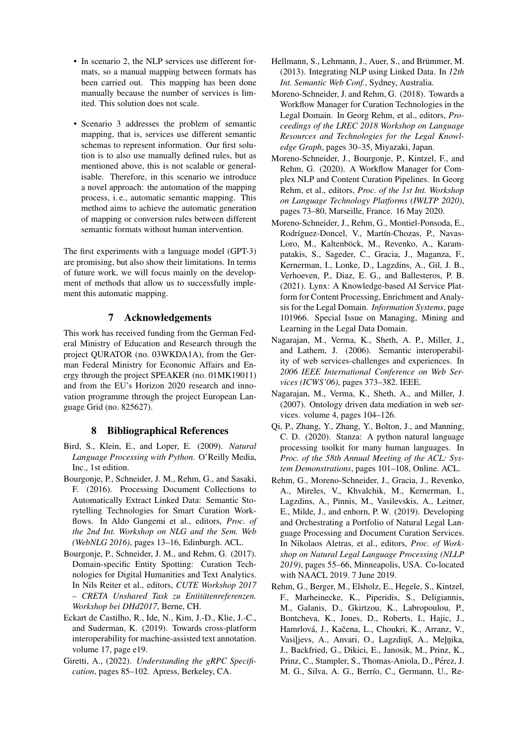- In scenario 2, the NLP services use different formats, so a manual mapping between formats has been carried out. This mapping has been done manually because the number of services is limited. This solution does not scale.
- Scenario 3 addresses the problem of semantic mapping, that is, services use different semantic schemas to represent information. Our first solution is to also use manually defined rules, but as mentioned above, this is not scalable or generalisable. Therefore, in this scenario we introduce a novel approach: the automation of the mapping process, i. e., automatic semantic mapping. This method aims to achieve the automatic generation of mapping or conversion rules between different semantic formats without human intervention.

The first experiments with a language model (GPT-3) are promising, but also show their limitations. In terms of future work, we will focus mainly on the development of methods that allow us to successfully implement this automatic mapping.

## 7 Acknowledgements

This work has received funding from the German Federal Ministry of Education and Research through the project QURATOR (no. 03WKDA1A), from the German Federal Ministry for Economic Affairs and Energy through the project SPEAKER (no. 01MK19011) and from the EU's Horizon 2020 research and innovation programme through the project European Language Grid (no. 825627).

## 8 Bibliographical References

Bird, S., Klein, E., and Loper, E. (2009). *Natural Language Processing with Python*. O'Reilly Media, Inc., 1st edition.

Bourgonje, P., Schneider, J. M., Rehm, G., and Sasaki, F. (2016). Processing Document Collections to Automatically Extract Linked Data: Semantic Storytelling Technologies for Smart Curation Workflows. In Aldo Gangemi et al., editors, *Proc. of the 2nd Int. Workshop on NLG and the Sem. Web (WebNLG 2016)*, pages 13–16, Edinburgh. ACL.

Bourgonje, P., Schneider, J. M., and Rehm, G. (2017). Domain-specific Entity Spotting: Curation Technologies for Digital Humanities and Text Analytics. In Nils Reiter et al., editors, *CUTE Workshop 2017 – CRETA Unshared Task zu Entitätenreferenzen. Workshop bei DHd2017*, Berne, CH.

Eckart de Castilho, R., Ide, N., Kim, J.-D., Klie, J.-C., and Suderman, K. (2019). Towards cross-platform interoperability for machine-assisted text annotation. volume 17, page e19.

Giretti, A., (2022). *Understanding the gRPC Specification*, pages 85–102. Apress, Berkeley, CA.

Hellmann, S., Lehmann, J., Auer, S., and Brümmer, M. (2013). Integrating NLP using Linked Data. In *12th Int. Semantic Web Conf.*, Sydney, Australia.

Moreno-Schneider, J. and Rehm, G. (2018). Towards a Workflow Manager for Curation Technologies in the Legal Domain. In Georg Rehm, et al., editors, *Proceedings of the LREC 2018 Workshop on Language Resources and Technologies for the Legal Knowledge Graph*, pages 30–35, Miyazaki, Japan.

Moreno-Schneider, J., Bourgonje, P., Kintzel, F., and Rehm, G. (2020). A Workflow Manager for Complex NLP and Content Curation Pipelines. In Georg Rehm, et al., editors, *Proc. of the 1st Int. Workshop on Language Technology Platforms (IWLTP 2020)*, pages 73–80, Marseille, France. 16 May 2020.

Moreno-Schneider, J., Rehm, G., Montiel-Ponsoda, E., Rodríguez-Doncel, V., Martín-Chozas, P., Navas-Loro, M., Kaltenböck, M., Revenko, A., Karampatakis, S., Sageder, C., Gracia, J., Maganza, F., Kernerman, I., Lonke, D., Lagzdins, A., Gil, J. B., Verhoeven, P., Diaz, E. G., and Ballesteros, P. B. (2021). Lynx: A Knowledge-based AI Service Platform for Content Processing, Enrichment and Analysis for the Legal Domain. *Information Systems*, page 101966. Special Issue on Managing, Mining and Learning in the Legal Data Domain.

Nagarajan, M., Verma, K., Sheth, A. P., Miller, J., and Lathem, J. (2006). Semantic interoperability of web services-challenges and experiences. In *2006 IEEE International Conference on Web Services (ICWS'06)*, pages 373–382. IEEE.

Nagarajan, M., Verma, K., Sheth, A., and Miller, J. (2007). Ontology driven data mediation in web services. volume 4, pages 104–126.

Qi, P., Zhang, Y., Zhang, Y., Bolton, J., and Manning, C. D. (2020). Stanza: A python natural language processing toolkit for many human languages. In *Proc. of the 58th Annual Meeting of the ACL: System Demonstrations*, pages 101–108, Online. ACL.

Rehm, G., Moreno-Schneider, J., Gracia, J., Revenko, A., Mireles, V., Khvalchik, M., Kernerman, I., Lagzdins, A., Pinnis, M., Vasilevskis, A., Leitner, E., Milde, J., and enhorn, P. W. (2019). Developing and Orchestrating a Portfolio of Natural Legal Language Processing and Document Curation Services. In Nikolaos Aletras, et al., editors, *Proc. of Workshop on Natural Legal Language Processing (NLLP 2019)*, pages 55–66, Minneapolis, USA. Co-located with NAACL 2019. 7 June 2019.

Rehm, G., Berger, M., Elsholz, E., Hegele, S., Kintzel, F., Marheinecke, K., Piperidis, S., Deligiannis, M., Galanis, D., Gkirtzou, K., Labropoulou, P., Bontcheva, K., Jones, D., Roberts, I., Hajic, J., Hamrlová, J., Kačena, L., Choukri, K., Arranz, V., Vasiļjevs, A., Anvari, O., Lagzdiņš, A., Meļņika, J., Backfried, G., Dikici, E., Janosik, M., Prinz, K., Prinz, C., Stampler, S., Thomas-Aniola, D., Pérez, J. M. G., Silva, A. G., Berrío, C., Germann, U., Re-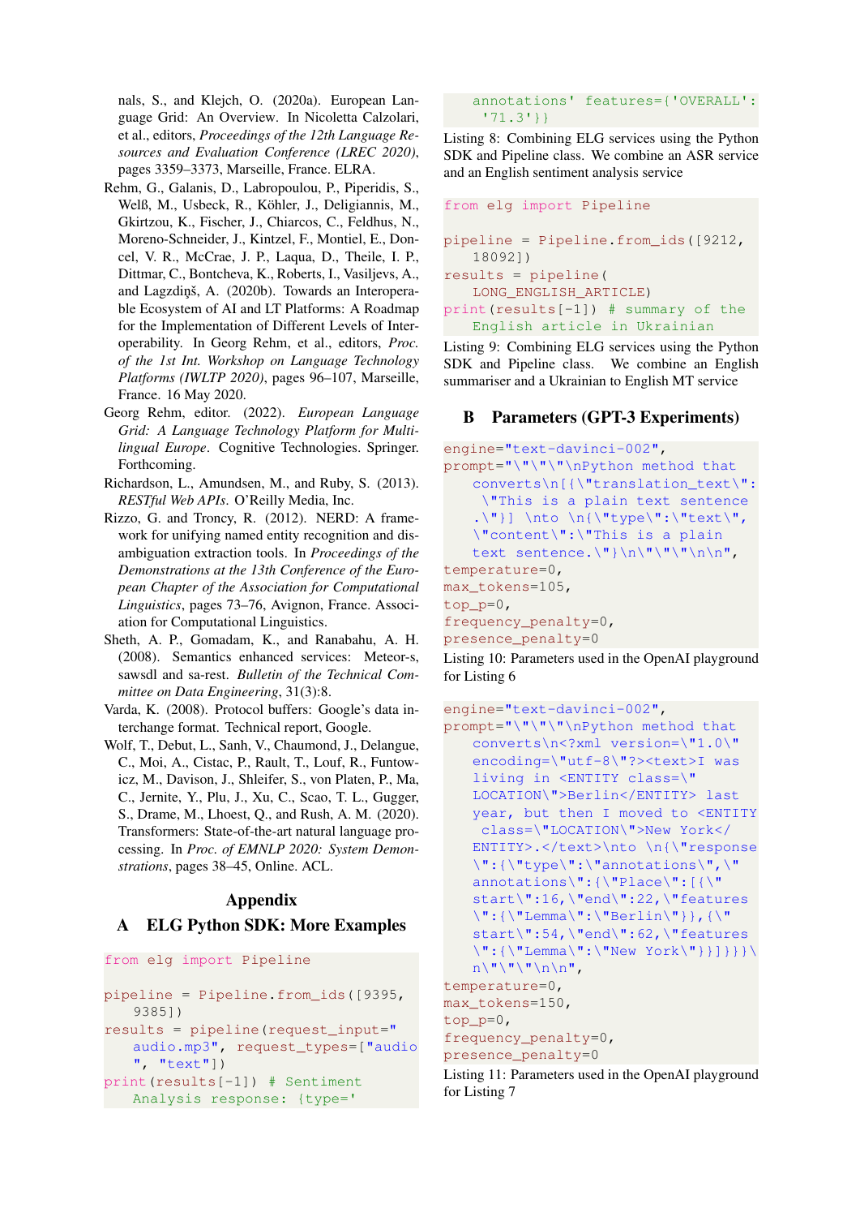nals, S., and Klejch, O. (2020a). European Language Grid: An Overview. In Nicoletta Calzolari, et al., editors, *Proceedings of the 12th Language Resources and Evaluation Conference (LREC 2020)*, pages 3359–3373, Marseille, France. ELRA.

Rehm, G., Galanis, D., Labropoulou, P., Piperidis, S., Welß, M., Usbeck, R., Köhler, J., Deligiannis, M., Gkirtzou, K., Fischer, J., Chiarcos, C., Feldhus, N., Moreno-Schneider, J., Kintzel, F., Montiel, E., Doncel, V. R., McCrae, J. P., Laqua, D., Theile, I. P., Dittmar, C., Bontcheva, K., Roberts, I., Vasiljevs, A., and Lagzdiņš, A. (2020b). Towards an Interoperable Ecosystem of AI and LT Platforms: A Roadmap for the Implementation of Different Levels of Interoperability. In Georg Rehm, et al., editors, *Proc. of the 1st Int. Workshop on Language Technology Platforms (IWLTP 2020)*, pages 96–107, Marseille, France. 16 May 2020.

Georg Rehm, editor. (2022). *European Language Grid: A Language Technology Platform for Multilingual Europe*. Cognitive Technologies. Springer. Forthcoming.

Richardson, L., Amundsen, M., and Ruby, S. (2013). *RESTful Web APIs*. O'Reilly Media, Inc.

Rizzo, G. and Troncy, R. (2012). NERD: A framework for unifying named entity recognition and disambiguation extraction tools. In *Proceedings of the Demonstrations at the 13th Conference of the European Chapter of the Association for Computational Linguistics*, pages 73–76, Avignon, France. Association for Computational Linguistics.

Sheth, A. P., Gomadam, K., and Ranabahu, A. H. (2008). Semantics enhanced services: Meteor-s, sawsdl and sa-rest. *Bulletin of the Technical Committee on Data Engineering*, 31(3):8.

Varda, K. (2008). Protocol buffers: Google's data interchange format. Technical report, Google.

Wolf, T., Debut, L., Sanh, V., Chaumond, J., Delangue, C., Moi, A., Cistac, P., Rault, T., Louf, R., Funtowicz, M., Davison, J., Shleifer, S., von Platen, P., Ma, C., Jernite, Y., Plu, J., Xu, C., Scao, T. L., Gugger, S., Drame, M., Lhoest, Q., and Rush, A. M. (2020). Transformers: State-of-the-art natural language processing. In *Proc. of EMNLP 2020: System Demonstrations*, pages 38–45, Online. ACL.

# Appendix

## A ELG Python SDK: More Examples

```
from elg import Pipeline

pipeline = Pipeline.from_ids([9395,
    9385])
results = pipeline(request_input="
    audio.mp3", request_types=["audio
    ", "text"])
print(results[-1]) # Sentiment
    Analysis response: {type='
    annotations' features={'OVERALL':
     '71.3'}}
```

Listing 8: Combining ELG services using the Python SDK and Pipeline class. We combine an ASR service and an English sentiment analysis service

```
from elg import Pipeline

pipeline = Pipeline.from_ids([9212,
    18092])
results = pipeline(
    LONG_ENGLISH_ARTICLE)
print(results[-1]) # summary of the
    English article in Ukrainian
```

Listing 9: Combining ELG services using the Python SDK and Pipeline class. We combine an English summariser and a Ukrainian to English MT service

## B Parameters (GPT-3 Experiments)

```
engine="text-davinci-002",
prompt="\"\"\"\nPython method that
    converts\n[{\"translation_text\":
     \"This is a plain text sentence
    .\"}] \nto \n{\"type\":\"text\",
    \"content\":\"This is a plain
    text sentence.\"}\n\"\"\"\n\n",
temperature=0,
max_tokens=105,
top_p=0,
frequency_penalty=0,
presence_penalty=0
```

Listing 10: Parameters used in the OpenAI playground for Listing 6

```
engine="text-davinci-002",
prompt="\"\"\"\nPython method that
    converts\n<?xml version=\"1.0\"
    encoding=\"utf-8\"?><text>I was
    living in <ENTITY class=\"
    LOCATION\">Berlin</ENTITY> last
    year, but then I moved to <ENTITY
     class=\"LOCATION\">New York</
    ENTITY>.</text>\nto \n{\"response
    \":{\"type\":\"annotations\",\"
    annotations\":{\"Place\":[{\"
    start\":16,\"end\":22,\"features
    \":{\"Lemma\":\"Berlin\"}},{\"
    start\":54,\"end\":62,\"features
    \":{\"Lemma\":\"New York\"}}]}}}\
    n\"\"\"\n\n",
temperature=0,
max_tokens=150,
top_p=0,
frequency_penalty=0,
presence_penalty=0
```

Listing 11: Parameters used in the OpenAI playground for Listing 7